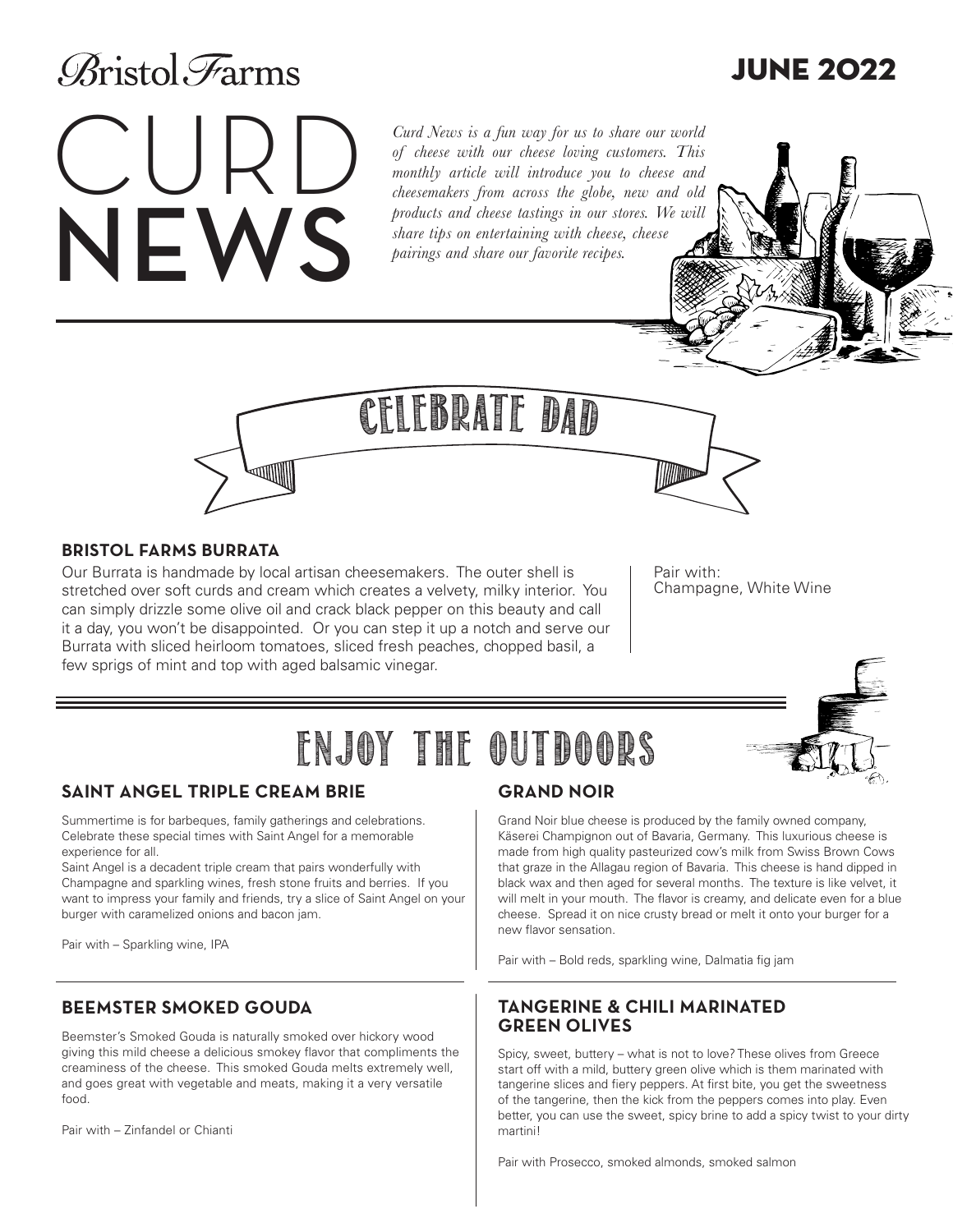Bristol Farms

# CURD NEWS

## JUNE 2022

*Curd News is a fun way for us to share our world of cheese with our cheese loving customers. This monthly article will introduce you to cheese and cheesemakers from across the globe, new and old products and cheese tastings in our stores. We will share tips on entertaining with cheese, cheese pairings and share our favorite recipes.*

# CELEBRATE DAD

### BRISTOL FARMS BURRATA

Our Burrata is handmade by local artisan cheesemakers. The outer shell is stretched over soft curds and cream which creates a velvety, milky interior. You can simply drizzle some olive oil and crack black pepper on this beauty and call it a day, you won't be disappointed. Or you can step it up a notch and serve our Burrata with sliced heirloom tomatoes, sliced fresh peaches, chopped basil, a few sprigs of mint and top with aged balsamic vinegar.

Pair with:
Champagne, White Wine

# ENJOY THE OUTDOORS

### SAINT ANGEL TRIPLE CREAM BRIE

Summertime is for barbeques, family gatherings and celebrations. Celebrate these special times with Saint Angel for a memorable experience for all.

Saint Angel is a decadent triple cream that pairs wonderfully with Champagne and sparkling wines, fresh stone fruits and berries. If you want to impress your family and friends, try a slice of Saint Angel on your burger with caramelized onions and bacon jam.

Pair with – Sparkling wine, IPA

### GRAND NOIR

Grand Noir blue cheese is produced by the family owned company, Käserei Champignon out of Bavaria, Germany. This luxurious cheese is made from high quality pasteurized cow's milk from Swiss Brown Cows that graze in the Allagau region of Bavaria. This cheese is hand dipped in black wax and then aged for several months. The texture is like velvet, it will melt in your mouth. The flavor is creamy, and delicate even for a blue cheese. Spread it on nice crusty bread or melt it onto your burger for a new flavor sensation.

Pair with – Bold reds, sparkling wine, Dalmatia fig jam

### BEEMSTER SMOKED GOUDA

Beemster's Smoked Gouda is naturally smoked over hickory wood giving this mild cheese a delicious smokey flavor that compliments the creaminess of the cheese. This smoked Gouda melts extremely well, and goes great with vegetable and meats, making it a very versatile food.

Pair with – Zinfandel or Chianti

### TANGERINE & CHILI MARINATED GREEN OLIVES

Spicy, sweet, buttery – what is not to love? These olives from Greece start off with a mild, buttery green olive which is them marinated with tangerine slices and fiery peppers. At first bite, you get the sweetness of the tangerine, then the kick from the peppers comes into play. Even better, you can use the sweet, spicy brine to add a spicy twist to your dirty martini!

Pair with Prosecco, smoked almonds, smoked salmon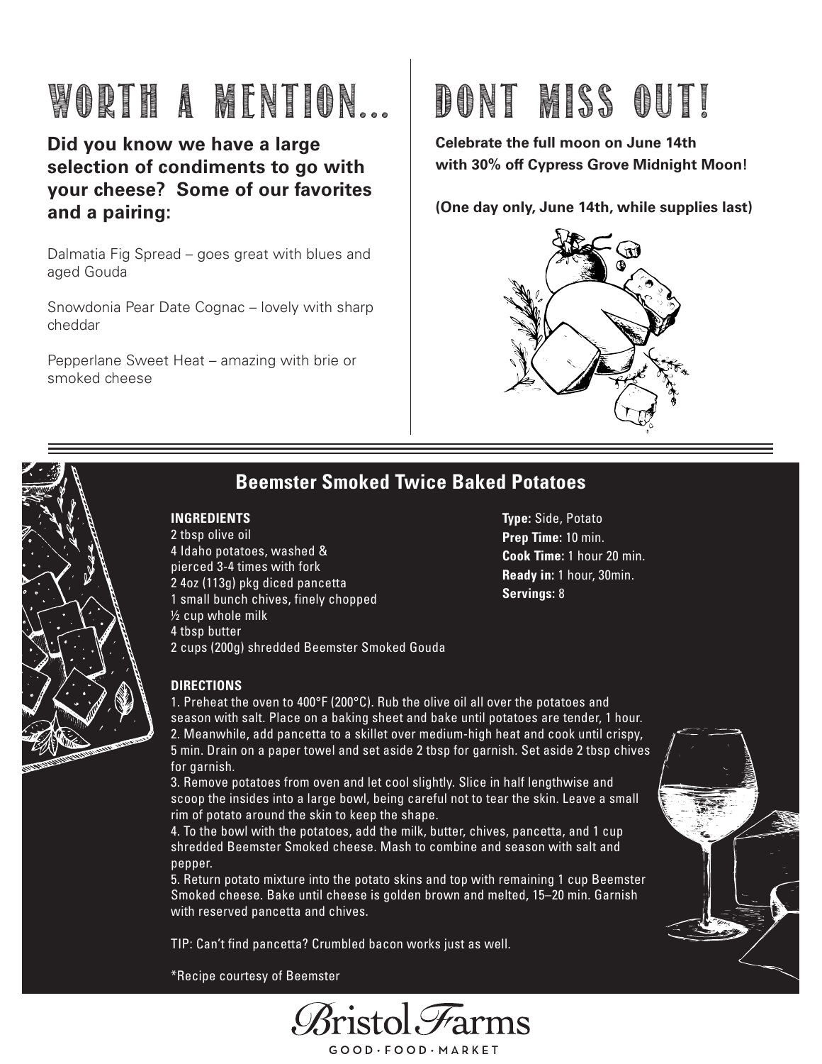# WORTH A MENTION...

**Did you know we have a large selection of condiments to go with your cheese? Some of our favorites and a pairing:**

Dalmatia Fig Spread – goes great with blues and aged Gouda

Snowdonia Pear Date Cognac – lovely with sharp cheddar

Pepperlane Sweet Heat – amazing with brie or smoked cheese

# DONT MISS OUT!

**Celebrate the full moon on June 14th with 30% off Cypress Grove Midnight Moon!**

**(One day only, June 14th, while supplies last)**

## Beemster Smoked Twice Baked Potatoes

**INGREDIENTS**

2 tbsp olive oil
4 Idaho potatoes, washed & pierced 3-4 times with fork
2 4oz (113g) pkg diced pancetta
1 small bunch chives, finely chopped
½ cup whole milk
4 tbsp butter
2 cups (200g) shredded Beemster Smoked Gouda

**Type:** Side, Potato
**Prep Time:** 10 min.
**Cook Time:** 1 hour 20 min.
**Ready in:** 1 hour, 30min.
**Servings:** 8

**DIRECTIONS**

1. Preheat the oven to 400°F (200°C). Rub the olive oil all over the potatoes and season with salt. Place on a baking sheet and bake until potatoes are tender, 1 hour.
2. Meanwhile, add pancetta to a skillet over medium-high heat and cook until crispy, 5 min. Drain on a paper towel and set aside 2 tbsp for garnish. Set aside 2 tbsp chives for garnish.
3. Remove potatoes from oven and let cool slightly. Slice in half lengthwise and scoop the insides into a large bowl, being careful not to tear the skin. Leave a small rim of potato around the skin to keep the shape.
4. To the bowl with the potatoes, add the milk, butter, chives, pancetta, and 1 cup shredded Beemster Smoked cheese. Mash to combine and season with salt and pepper.
5. Return potato mixture into the potato skins and top with remaining 1 cup Beemster Smoked cheese. Bake until cheese is golden brown and melted, 15–20 min. Garnish with reserved pancetta and chives.

TIP: Can't find pancetta? Crumbled bacon works just as well.

*Recipe courtesy of Beemster

Bristol Farms
GOOD · FOOD · MARKET